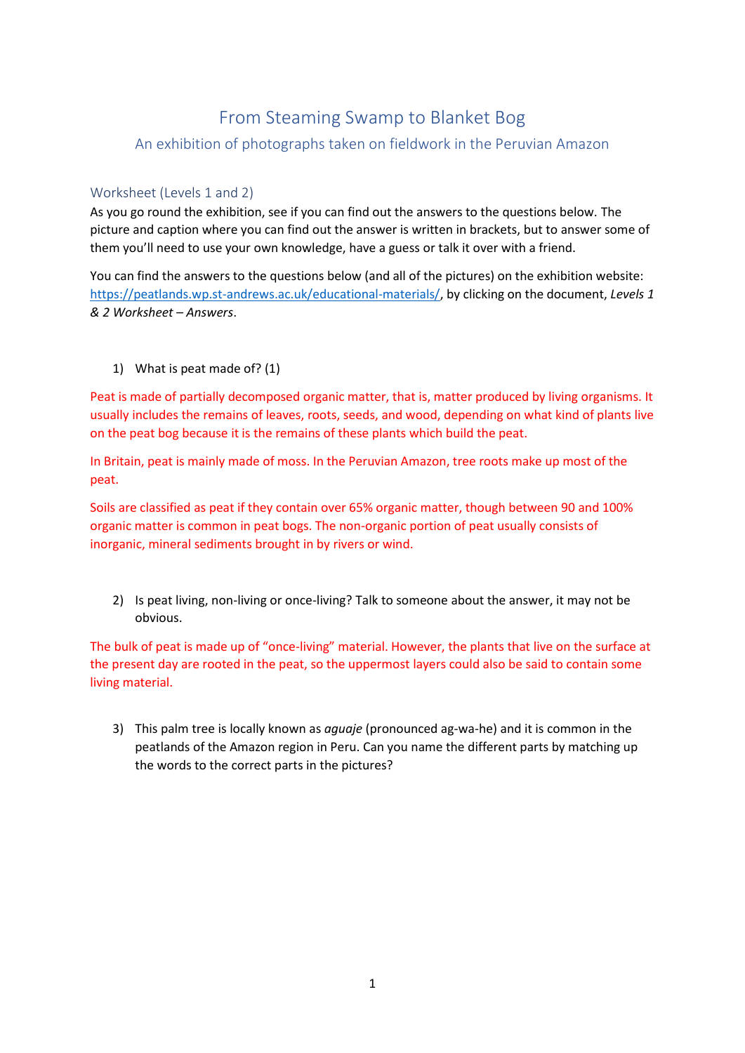# From Steaming Swamp to Blanket Bog

## An exhibition of photographs taken on fieldwork in the Peruvian Amazon

### Worksheet (Levels 1 and 2)

As you go round the exhibition, see if you can find out the answers to the questions below. The picture and caption where you can find out the answer is written in brackets, but to answer some of them you'll need to use your own knowledge, have a guess or talk it over with a friend.

You can find the answers to the questions below (and all of the pictures) on the exhibition website: https://peatlands.wp.st-andrews.ac.uk/educational-materials/, by clicking on the document, *Levels 1 & 2 Worksheet – Answers*.

1) What is peat made of? (1)

Peat is made of partially decomposed organic matter, that is, matter produced by living organisms. It usually includes the remains of leaves, roots, seeds, and wood, depending on what kind of plants live on the peat bog because it is the remains of these plants which build the peat.

In Britain, peat is mainly made of moss. In the Peruvian Amazon, tree roots make up most of the peat.

Soils are classified as peat if they contain over 65% organic matter, though between 90 and 100% organic matter is common in peat bogs. The non-organic portion of peat usually consists of inorganic, mineral sediments brought in by rivers or wind.

2) Is peat living, non-living or once-living? Talk to someone about the answer, it may not be obvious.

The bulk of peat is made up of "once-living" material. However, the plants that live on the surface at the present day are rooted in the peat, so the uppermost layers could also be said to contain some living material.

3) This palm tree is locally known as *aguaje* (pronounced ag-wa-he) and it is common in the peatlands of the Amazon region in Peru. Can you name the different parts by matching up the words to the correct parts in the pictures?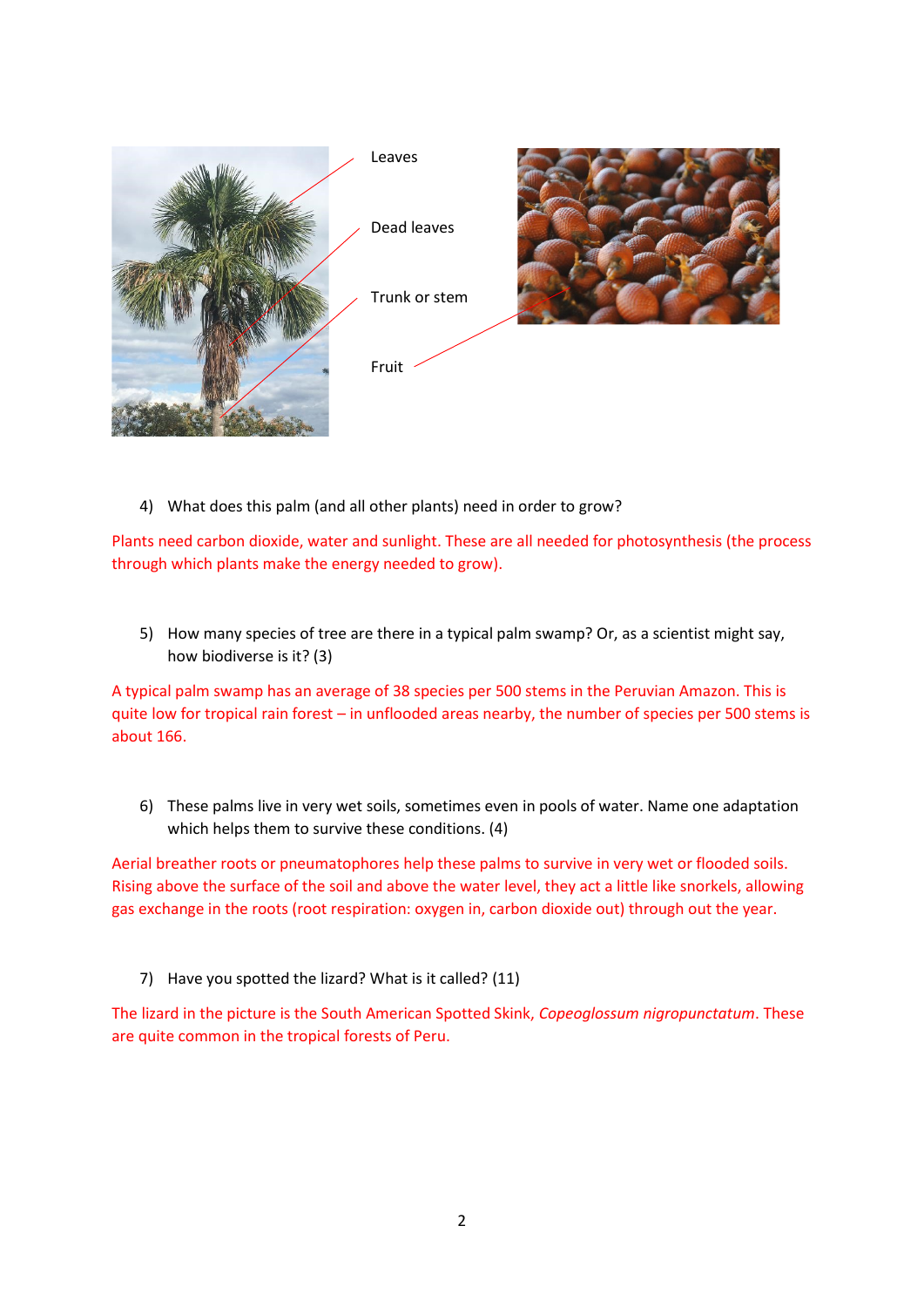Leaves

Dead leaves

Trunk or stem

Fruit

4) What does this palm (and all other plants) need in order to grow?

Plants need carbon dioxide, water and sunlight. These are all needed for photosynthesis (the process through which plants make the energy needed to grow).

5) How many species of tree are there in a typical palm swamp? Or, as a scientist might say, how biodiverse is it? (3)

A typical palm swamp has an average of 38 species per 500 stems in the Peruvian Amazon. This is quite low for tropical rain forest – in unflooded areas nearby, the number of species per 500 stems is about 166.

6) These palms live in very wet soils, sometimes even in pools of water. Name one adaptation which helps them to survive these conditions. (4)

Aerial breather roots or pneumatophores help these palms to survive in very wet or flooded soils. Rising above the surface of the soil and above the water level, they act a little like snorkels, allowing gas exchange in the roots (root respiration: oxygen in, carbon dioxide out) through out the year.

7) Have you spotted the lizard? What is it called? (11)

The lizard in the picture is the South American Spotted Skink, *Copeoglossum nigropunctatum*. These are quite common in the tropical forests of Peru.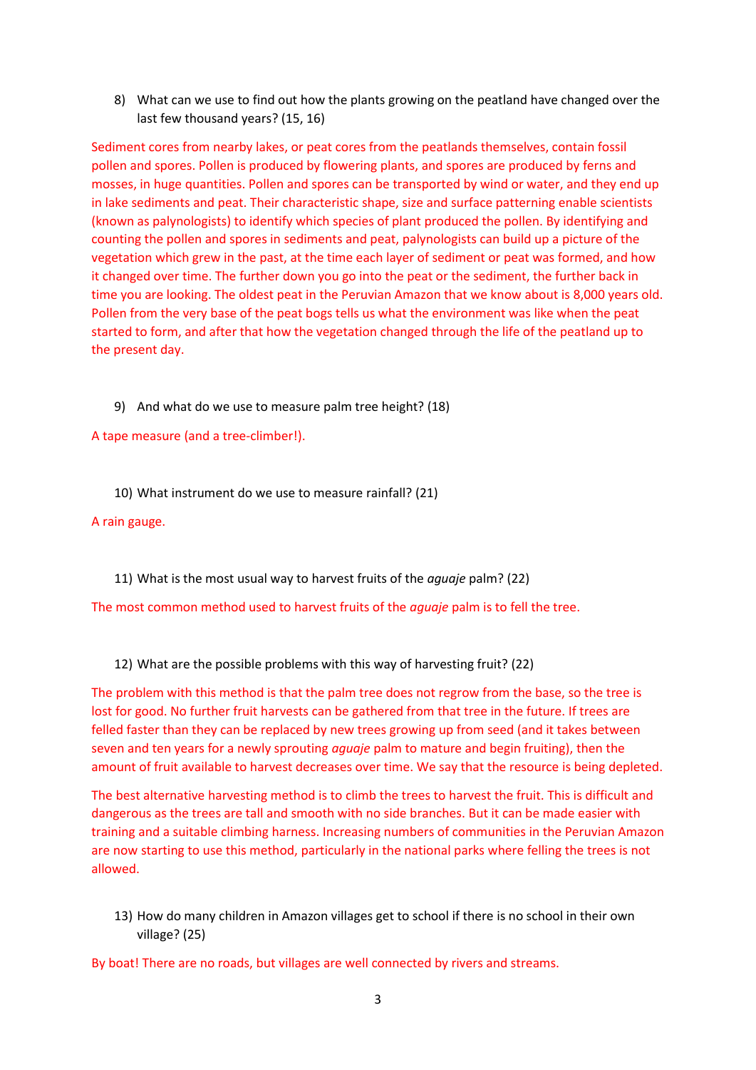8) What can we use to find out how the plants growing on the peatland have changed over the last few thousand years? (15, 16)

Sediment cores from nearby lakes, or peat cores from the peatlands themselves, contain fossil pollen and spores. Pollen is produced by flowering plants, and spores are produced by ferns and mosses, in huge quantities. Pollen and spores can be transported by wind or water, and they end up in lake sediments and peat. Their characteristic shape, size and surface patterning enable scientists (known as palynologists) to identify which species of plant produced the pollen. By identifying and counting the pollen and spores in sediments and peat, palynologists can build up a picture of the vegetation which grew in the past, at the time each layer of sediment or peat was formed, and how it changed over time. The further down you go into the peat or the sediment, the further back in time you are looking. The oldest peat in the Peruvian Amazon that we know about is 8,000 years old. Pollen from the very base of the peat bogs tells us what the environment was like when the peat started to form, and after that how the vegetation changed through the life of the peatland up to the present day.

9) And what do we use to measure palm tree height? (18)

A tape measure (and a tree-climber!).

10) What instrument do we use to measure rainfall? (21)

A rain gauge.

11) What is the most usual way to harvest fruits of the *aguaje* palm? (22)

The most common method used to harvest fruits of the *aguaje* palm is to fell the tree.

12) What are the possible problems with this way of harvesting fruit? (22)

The problem with this method is that the palm tree does not regrow from the base, so the tree is lost for good. No further fruit harvests can be gathered from that tree in the future. If trees are felled faster than they can be replaced by new trees growing up from seed (and it takes between seven and ten years for a newly sprouting *aguaje* palm to mature and begin fruiting), then the amount of fruit available to harvest decreases over time. We say that the resource is being depleted.

The best alternative harvesting method is to climb the trees to harvest the fruit. This is difficult and dangerous as the trees are tall and smooth with no side branches. But it can be made easier with training and a suitable climbing harness. Increasing numbers of communities in the Peruvian Amazon are now starting to use this method, particularly in the national parks where felling the trees is not allowed.

13) How do many children in Amazon villages get to school if there is no school in their own village? (25)

By boat! There are no roads, but villages are well connected by rivers and streams.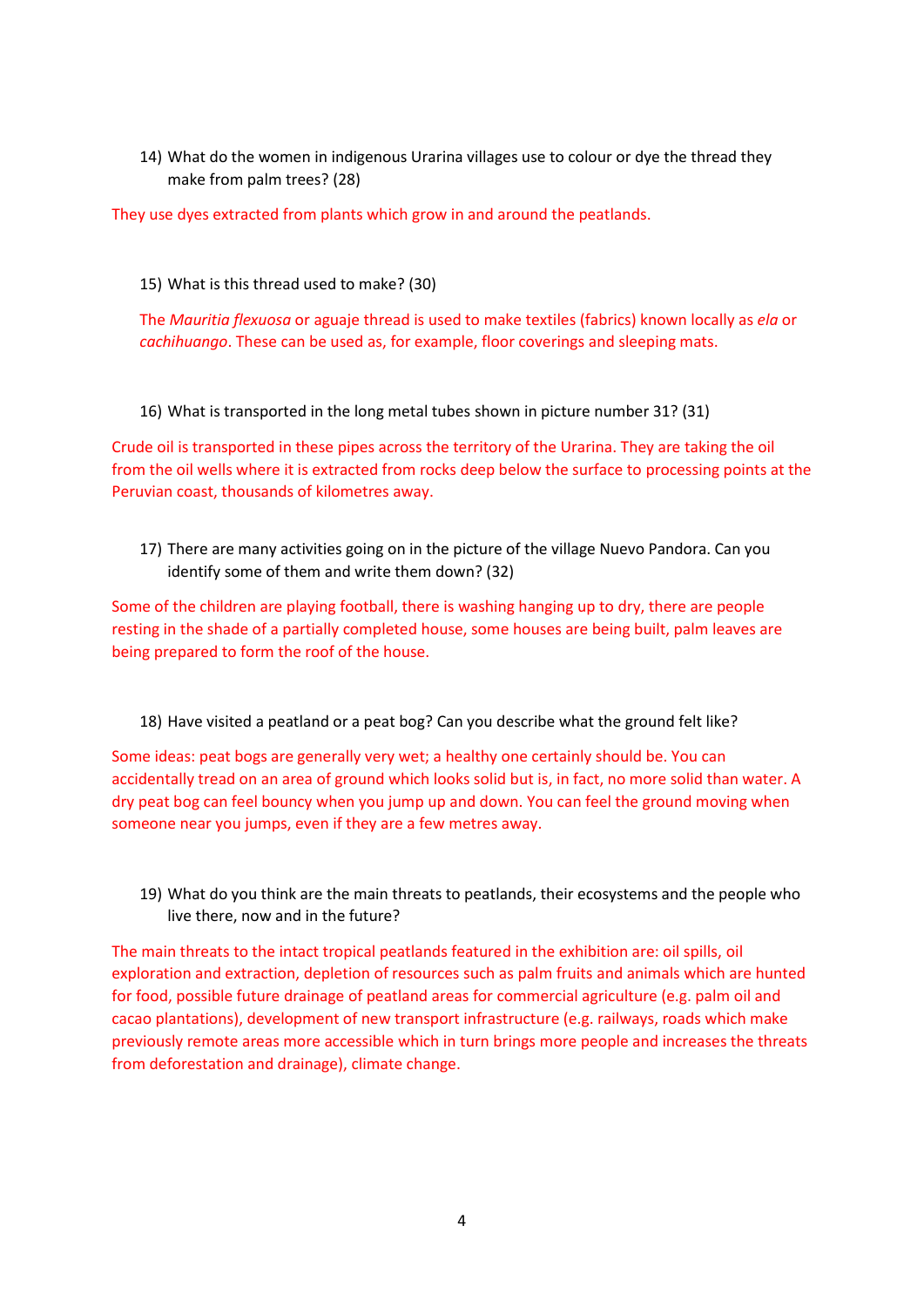14) What do the women in indigenous Urarina villages use to colour or dye the thread they make from palm trees? (28)

They use dyes extracted from plants which grow in and around the peatlands.

15) What is this thread used to make? (30)

The *Mauritia flexuosa* or aguaje thread is used to make textiles (fabrics) known locally as *ela* or *cachihuango*. These can be used as, for example, floor coverings and sleeping mats.

16) What is transported in the long metal tubes shown in picture number 31? (31)

Crude oil is transported in these pipes across the territory of the Urarina. They are taking the oil from the oil wells where it is extracted from rocks deep below the surface to processing points at the Peruvian coast, thousands of kilometres away.

17) There are many activities going on in the picture of the village Nuevo Pandora. Can you identify some of them and write them down? (32)

Some of the children are playing football, there is washing hanging up to dry, there are people resting in the shade of a partially completed house, some houses are being built, palm leaves are being prepared to form the roof of the house.

18) Have visited a peatland or a peat bog? Can you describe what the ground felt like?

Some ideas: peat bogs are generally very wet; a healthy one certainly should be. You can accidentally tread on an area of ground which looks solid but is, in fact, no more solid than water. A dry peat bog can feel bouncy when you jump up and down. You can feel the ground moving when someone near you jumps, even if they are a few metres away.

19) What do you think are the main threats to peatlands, their ecosystems and the people who live there, now and in the future?

The main threats to the intact tropical peatlands featured in the exhibition are: oil spills, oil exploration and extraction, depletion of resources such as palm fruits and animals which are hunted for food, possible future drainage of peatland areas for commercial agriculture (e.g. palm oil and cacao plantations), development of new transport infrastructure (e.g. railways, roads which make previously remote areas more accessible which in turn brings more people and increases the threats from deforestation and drainage), climate change.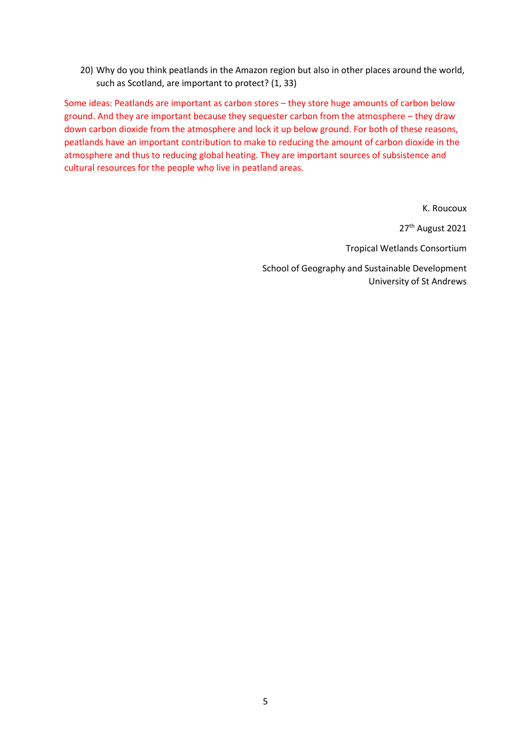20) Why do you think peatlands in the Amazon region but also in other places around the world, such as Scotland, are important to protect? (1, 33)

Some ideas: Peatlands are important as carbon stores – they store huge amounts of carbon below ground. And they are important because they sequester carbon from the atmosphere – they draw down carbon dioxide from the atmosphere and lock it up below ground. For both of these reasons, peatlands have an important contribution to make to reducing the amount of carbon dioxide in the atmosphere and thus to reducing global heating. They are important sources of subsistence and cultural resources for the people who live in peatland areas.

K. Roucoux

27th August 2021

Tropical Wetlands Consortium

School of Geography and Sustainable Development
University of St Andrews